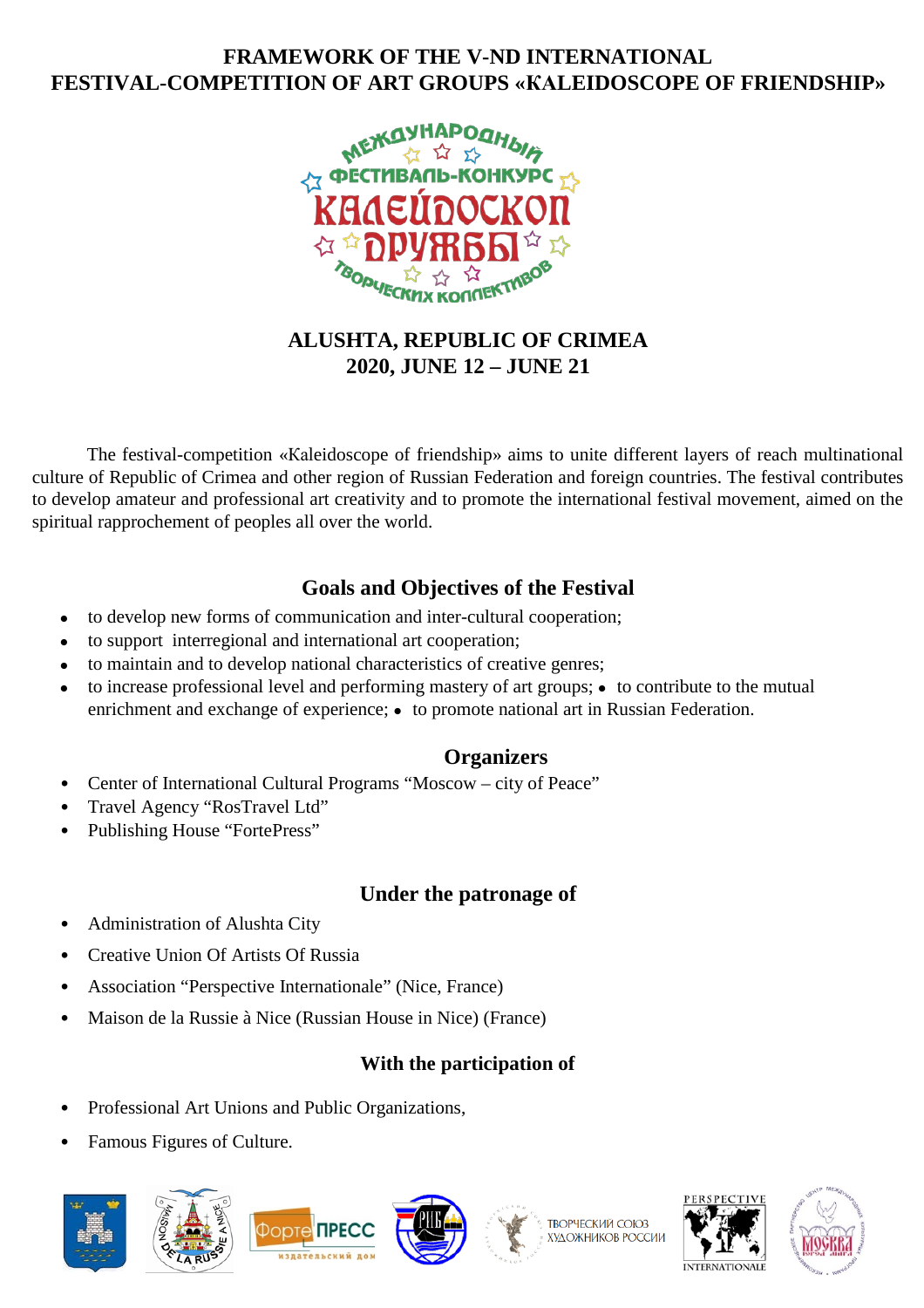# FRAMEWORK OF THE V-ND INTERNATIONAL FESTIVAL-COMPETITION OF ART GROUPS «KALEIDOSCOPE OF FRIENDSHIP»

**ALUSHTA, REPUBLIC OF CRIMEA**
**2020, JUNE 12 – JUNE 21**

The festival-competition «Kaleidoscope of friendship» aims to unite different layers of reach multinational culture of Republic of Crimea and other region of Russian Federation and foreign countries. The festival contributes to develop amateur and professional art creativity and to promote the international festival movement, aimed on the spiritual rapprochement of peoples all over the world.

## Goals and Objectives of the Festival

- to develop new forms of communication and inter-cultural cooperation;
- to support interregional and international art cooperation;
- to maintain and to develop national characteristics of creative genres;
- to increase professional level and performing mastery of art groups;
- to contribute to the mutual enrichment and exchange of experience;
- to promote national art in Russian Federation.

## Organizers

- Center of International Cultural Programs “Moscow – city of Peace”
- Travel Agency “RosTravel Ltd”
- Publishing House “FortePress”

## Under the patronage of

- Administration of Alushta City
- Creative Union Of Artists Of Russia
- Association “Perspective Internationale” (Nice, France)
- Maison de la Russie à Nice (Russian House in Nice) (France)

## With the participation of

- Professional Art Unions and Public Organizations,
- Famous Figures of Culture.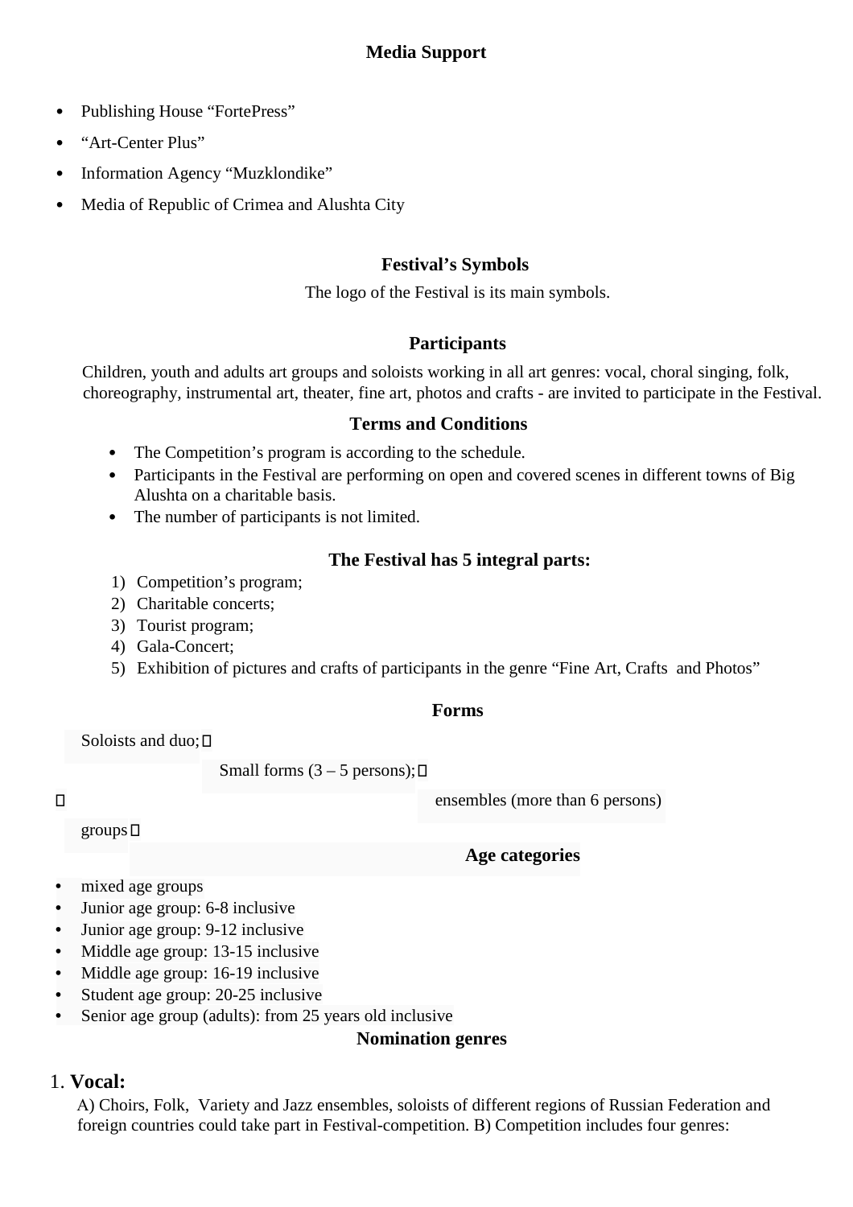## Media Support

- Publishing House “FortePress”
- “Art-Center Plus”
- Information Agency “Muzklondike”
- Media of Republic of Crimea and Alushta City

## Festival’s Symbols

The logo of the Festival is its main symbols.

## Participants

Children, youth and adults art groups and soloists working in all art genres: vocal, choral singing, folk, choreography, instrumental art, theater, fine art, photos and crafts - are invited to participate in the Festival.

## Terms and Conditions

- The Competition’s program is according to the schedule.
- Participants in the Festival are performing on open and covered scenes in different towns of Big Alushta on a charitable basis.
- The number of participants is not limited.

## The Festival has 5 integral parts:

1) Competition’s program;
2) Charitable concerts;
3) Tourist program;
4) Gala-Concert;
5) Exhibition of pictures and crafts of participants in the genre “Fine Art, Crafts and Photos”

## Forms

Soloists and duo;

Small forms (3 – 5 persons);

ensembles (more than 6 persons)

groups

## Age categories

- mixed age groups
- Junior age group: 6-8 inclusive
- Junior age group: 9-12 inclusive
- Middle age group: 13-15 inclusive
- Middle age group: 16-19 inclusive
- Student age group: 20-25 inclusive
- Senior age group (adults): from 25 years old inclusive

## Nomination genres

1. **Vocal:**

A) Choirs, Folk, Variety and Jazz ensembles, soloists of different regions of Russian Federation and foreign countries could take part in Festival-competition. B) Competition includes four genres: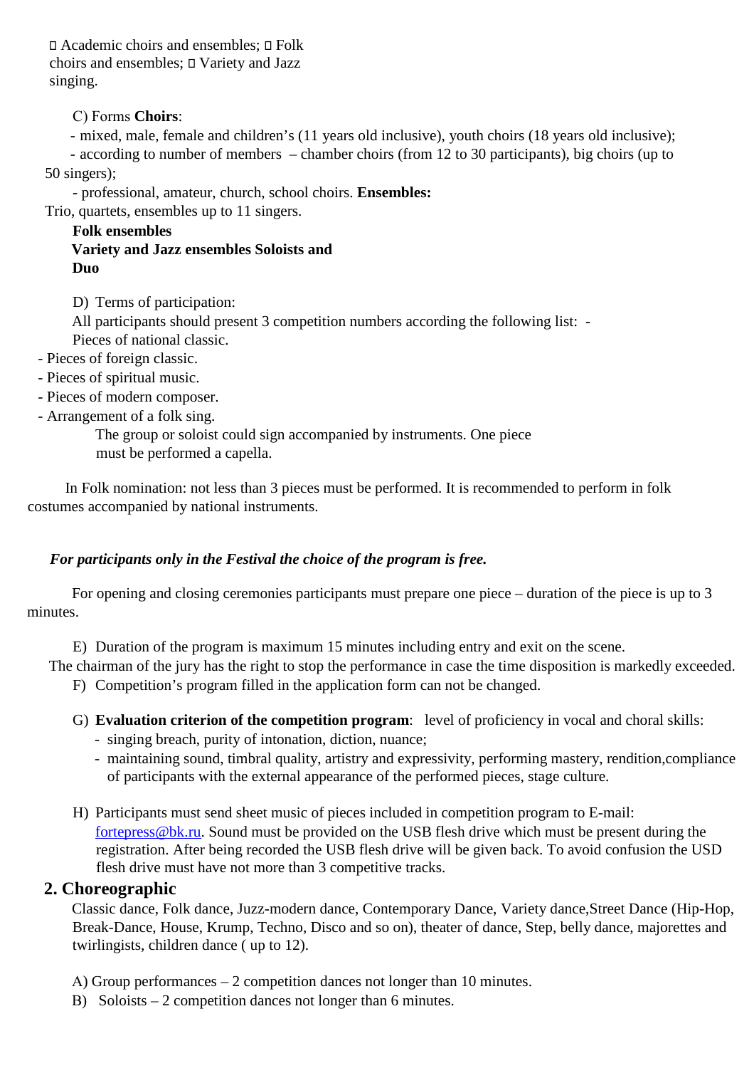Academic choirs and ensembles;  Folk choirs and ensembles;  Variety and Jazz singing.

C) Forms **Choirs**:

- mixed, male, female and children's (11 years old inclusive), youth choirs (18 years old inclusive);
- according to number of members – chamber choirs (from 12 to 30 participants), big choirs (up to 50 singers);
- professional, amateur, church, school choirs. **Ensembles:**

Trio, quartets, ensembles up to 11 singers.

**Folk ensembles**

**Variety and Jazz ensembles Soloists and Duo**

D) Terms of participation:

All participants should present 3 competition numbers according the following list:

- Pieces of national classic.
- Pieces of foreign classic.
- Pieces of spiritual music.
- Pieces of modern composer.
- Arrangement of a folk sing.

The group or soloist could sign accompanied by instruments. One piece must be performed a capella.

In Folk nomination: not less than 3 pieces must be performed. It is recommended to perform in folk costumes accompanied by national instruments.

***For participants only in the Festival the choice of the program is free.***

For opening and closing ceremonies participants must prepare one piece – duration of the piece is up to 3 minutes.

E) Duration of the program is maximum 15 minutes including entry and exit on the scene.

The chairman of the jury has the right to stop the performance in case the time disposition is markedly exceeded.

F) Competition's program filled in the application form can not be changed.

G) **Evaluation criterion of the competition program**: level of proficiency in vocal and choral skills:

- singing breach, purity of intonation, diction, nuance;
- maintaining sound, timbral quality, artistry and expressivity, performing mastery, rendition,compliance of participants with the external appearance of the performed pieces, stage culture.

H) Participants must send sheet music of pieces included in competition program to E-mail: fortepress@bk.ru. Sound must be provided on the USB flesh drive which must be present during the registration. After being recorded the USB flesh drive will be given back. To avoid confusion the USD flesh drive must have not more than 3 competitive tracks.

## 2. Choreographic

Classic dance, Folk dance, Juzz-modern dance, Contemporary Dance, Variety dance,Street Dance (Hip-Hop, Break-Dance, House, Krump, Techno, Disco and so on), theater of dance, Step, belly dance, majorettes and twirlingists, children dance ( up to 12).

A) Group performances – 2 competition dances not longer than 10 minutes.

B) Soloists – 2 competition dances not longer than 6 minutes.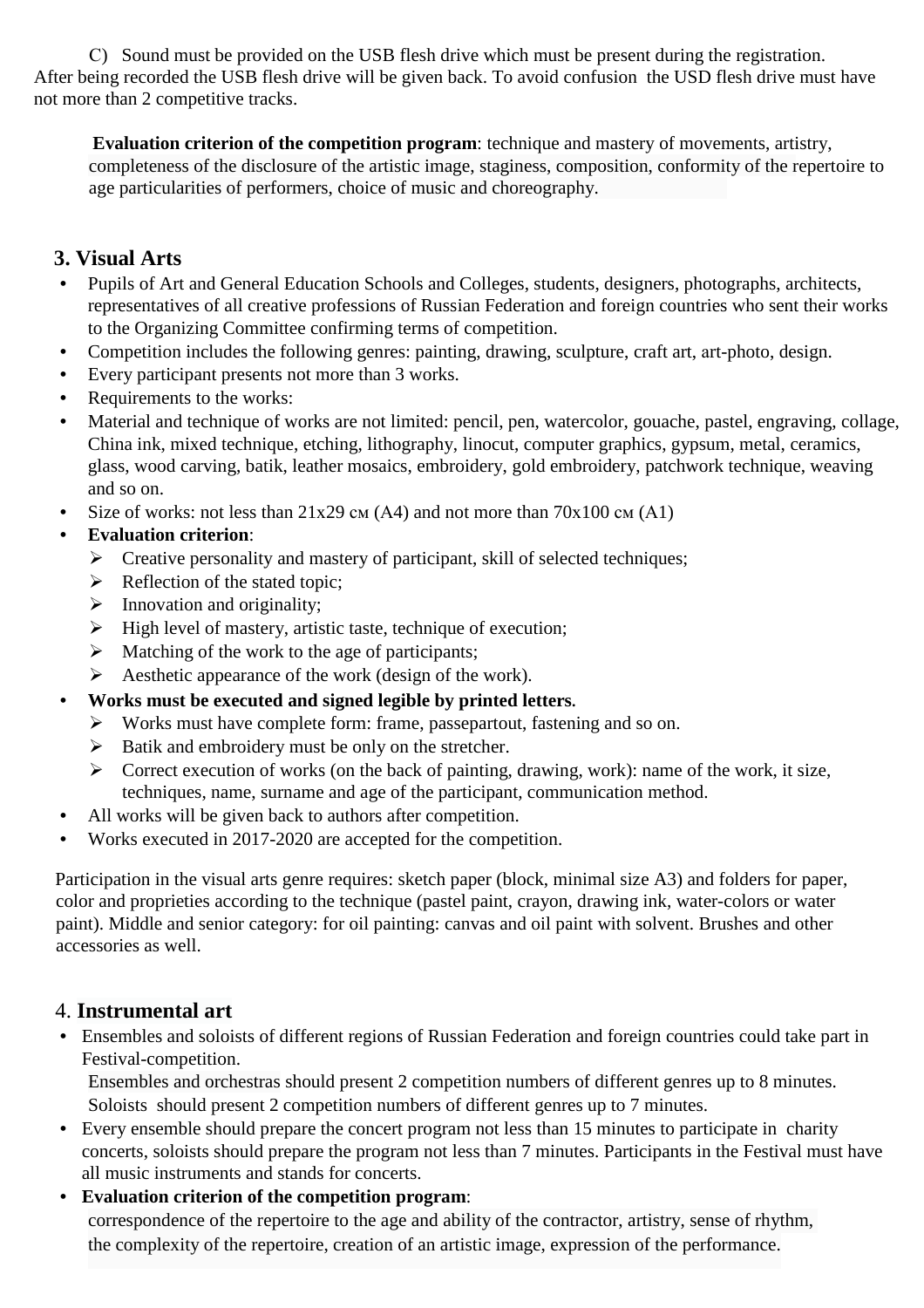C) Sound must be provided on the USB flesh drive which must be present during the registration. After being recorded the USB flesh drive will be given back. To avoid confusion the USD flesh drive must have not more than 2 competitive tracks.

**Evaluation criterion of the competition program**: technique and mastery of movements, artistry, completeness of the disclosure of the artistic image, staginess, composition, conformity of the repertoire to age particularities of performers, choice of music and choreography.

## 3. Visual Arts

- Pupils of Art and General Education Schools and Colleges, students, designers, photographs, architects, representatives of all creative professions of Russian Federation and foreign countries who sent their works to the Organizing Committee confirming terms of competition.
- Competition includes the following genres: painting, drawing, sculpture, craft art, art-photo, design.
- Every participant presents not more than 3 works.
- Requirements to the works:
- Material and technique of works are not limited: pencil, pen, watercolor, gouache, pastel, engraving, collage, China ink, mixed technique, etching, lithography, linocut, computer graphics, gypsum, metal, ceramics, glass, wood carving, batik, leather mosaics, embroidery, gold embroidery, patchwork technique, weaving and so on.
- Size of works: not less than 21x29 см (A4) and not more than 70x100 см (A1)
- **Evaluation criterion**:
  - Creative personality and mastery of participant, skill of selected techniques;
  - Reflection of the stated topic;
  - Innovation and originality;
  - High level of mastery, artistic taste, technique of execution;
  - Matching of the work to the age of participants;
  - Aesthetic appearance of the work (design of the work).
- **Works must be executed and signed legible by printed letters.**
  - Works must have complete form: frame, passepartout, fastening and so on.
  - Batik and embroidery must be only on the stretcher.
  - Correct execution of works (on the back of painting, drawing, work): name of the work, it size, techniques, name, surname and age of the participant, communication method.
- All works will be given back to authors after competition.
- Works executed in 2017-2020 are accepted for the competition.

Participation in the visual arts genre requires: sketch paper (block, minimal size A3) and folders for paper, color and proprieties according to the technique (pastel paint, crayon, drawing ink, water-colors or water paint). Middle and senior category: for oil painting: canvas and oil paint with solvent. Brushes and other accessories as well.

## 4. Instrumental art

- Ensembles and soloists of different regions of Russian Federation and foreign countries could take part in Festival-competition.
  Ensembles and orchestras should present 2 competition numbers of different genres up to 8 minutes.
  Soloists should present 2 competition numbers of different genres up to 7 minutes.
- Every ensemble should prepare the concert program not less than 15 minutes to participate in charity concerts, soloists should prepare the program not less than 7 minutes. Participants in the Festival must have all music instruments and stands for concerts.
- **Evaluation criterion of the competition program**:
  correspondence of the repertoire to the age and ability of the contractor, artistry, sense of rhythm, the complexity of the repertoire, creation of an artistic image, expression of the performance.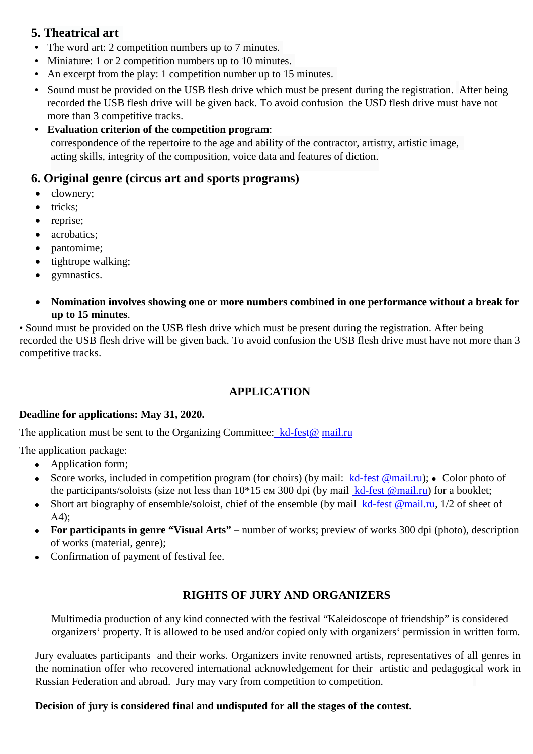## 5. Theatrical art

- The word art: 2 competition numbers up to 7 minutes.
- Miniature: 1 or 2 competition numbers up to 10 minutes.
- An excerpt from the play: 1 competition number up to 15 minutes.
- Sound must be provided on the USB flesh drive which must be present during the registration. After being recorded the USB flesh drive will be given back. To avoid confusion the USD flesh drive must have not more than 3 competitive tracks.
- **Evaluation criterion of the competition program**:
  correspondence of the repertoire to the age and ability of the contractor, artistry, artistic image, acting skills, integrity of the composition, voice data and features of diction.

## 6. Original genre (circus art and sports programs)

- clownery;
- tricks;
- reprise;
- acrobatics;
- pantomime;
- tightrope walking;
- gymnastics.

- **Nomination involves showing one or more numbers combined in one performance without a break for up to 15 minutes**.

• Sound must be provided on the USB flesh drive which must be present during the registration. After being recorded the USB flesh drive will be given back. To avoid confusion the USB flesh drive must have not more than 3 competitive tracks.

## APPLICATION

**Deadline for applications: May 31, 2020.**

The application must be sent to the Organizing Committee: kd-fest@ mail.ru

The application package:

- Application form;
- Score works, included in competition program (for choirs) (by mail: kd-fest @mail.ru); • Color photo of the participants/soloists (size not less than 10*15 см 300 dpi (by mail kd-fest @mail.ru) for a booklet;
- Short art biography of ensemble/soloist, chief of the ensemble (by mail kd-fest @mail.ru, 1/2 of sheet of A4);
- **For participants in genre "Visual Arts" –** number of works; preview of works 300 dpi (photo), description of works (material, genre);
- Confirmation of payment of festival fee.

## RIGHTS OF JURY AND ORGANIZERS

Multimedia production of any kind connected with the festival "Kaleidoscope of friendship" is considered organizers' property. It is allowed to be used and/or copied only with organizers' permission in written form.

Jury evaluates participants and their works. Organizers invite renowned artists, representatives of all genres in the nomination offer who recovered international acknowledgement for their artistic and pedagogical work in Russian Federation and abroad. Jury may vary from competition to competition.

**Decision of jury is considered final and undisputed for all the stages of the contest.**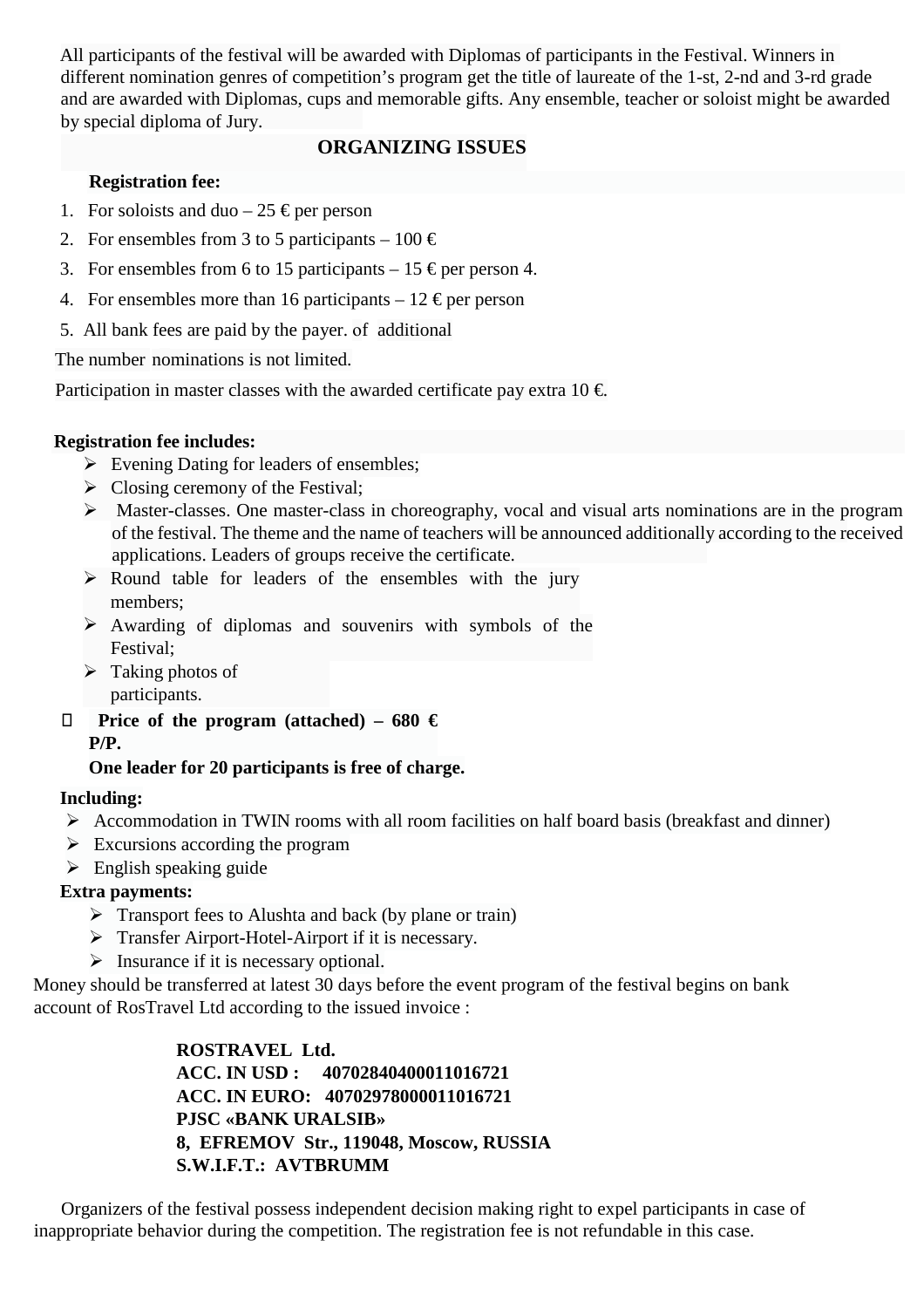All participants of the festival will be awarded with Diplomas of participants in the Festival. Winners in different nomination genres of competition's program get the title of laureate of the 1-st, 2-nd and 3-rd grade and are awarded with Diplomas, cups and memorable gifts. Any ensemble, teacher or soloist might be awarded by special diploma of Jury.

## ORGANIZING ISSUES

**Registration fee:**

1. For soloists and duo – 25 € per person
2. For ensembles from 3 to 5 participants – 100 €
3. For ensembles from 6 to 15 participants – 15 € per person 4.
4. For ensembles more than 16 participants – 12 € per person
5. All bank fees are paid by the payer. of additional

The number nominations is not limited.

Participation in master classes with the awarded certificate pay extra 10 €.

**Registration fee includes:**

- Evening Dating for leaders of ensembles;
- Closing ceremony of the Festival;
- Master-classes. One master-class in choreography, vocal and visual arts nominations are in the program of the festival. The theme and the name of teachers will be announced additionally according to the received applications. Leaders of groups receive the certificate.
- Round table for leaders of the ensembles with the jury members;
- Awarding of diplomas and souvenirs with symbols of the Festival;
- Taking photos of participants.

- **Price of the program (attached) – 680 € P/P.**
  **One leader for 20 participants is free of charge.**

**Including:**

- Accommodation in TWIN rooms with all room facilities on half board basis (breakfast and dinner)
- Excursions according the program
- English speaking guide

**Extra payments:**

- Transport fees to Alushta and back (by plane or train)
- Transfer Airport-Hotel-Airport if it is necessary.
- Insurance if it is necessary optional.

Money should be transferred at latest 30 days before the event program of the festival begins on bank account of RosTravel Ltd according to the issued invoice :

**ROSTRAVEL Ltd.**
**ACC. IN USD : 40702840400011016721**
**ACC. IN EURO: 40702978000011016721**
**PJSC «BANK URALSIB»**
**8, EFREMOV Str., 119048, Moscow, RUSSIA**
**S.W.I.F.T.: AVTBRUMM**

Organizers of the festival possess independent decision making right to expel participants in case of inappropriate behavior during the competition. The registration fee is not refundable in this case.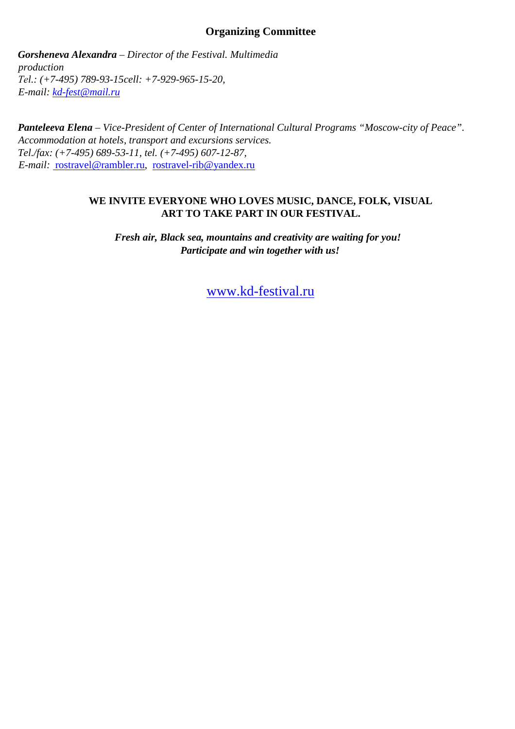## Organizing Committee

***Gorsheneva Alexandra*** *– Director of the Festival. Multimedia production*
*Tel.: (+7-495) 789-93-15cell: +7-929-965-15-20,*
*E-mail: kd-fest@mail.ru*

***Panteleeva Elena*** *– Vice-President of Center of International Cultural Programs "Moscow-city of Peace".*
*Accommodation at hotels, transport and excursions services.*
*Tel./fax: (+7-495) 689-53-11, tel. (+7-495) 607-12-87,*
*E-mail:* rostravel@rambler.ru, rostravel-rib@yandex.ru

**WE INVITE EVERYONE WHO LOVES MUSIC, DANCE, FOLK, VISUAL ART TO TAKE PART IN OUR FESTIVAL.**

***Fresh air, Black sea, mountains and creativity are waiting for you!***
***Participate and win together with us!***

www.kd-festival.ru